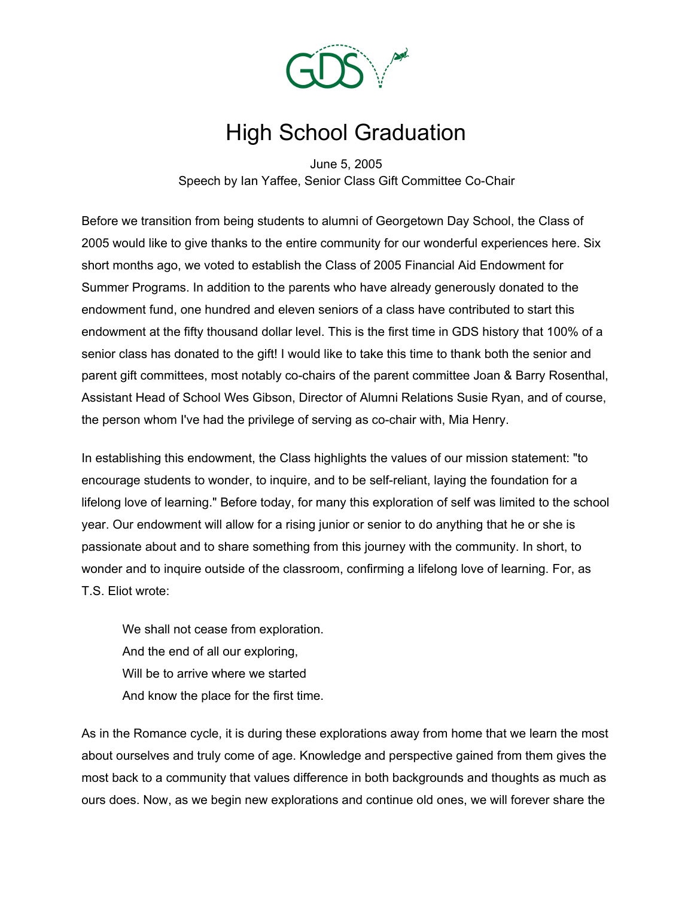# High School Graduation

June 5, 2005
Speech by Ian Yaffee, Senior Class Gift Committee Co-Chair

Before we transition from being students to alumni of Georgetown Day School, the Class of 2005 would like to give thanks to the entire community for our wonderful experiences here. Six short months ago, we voted to establish the Class of 2005 Financial Aid Endowment for Summer Programs. In addition to the parents who have already generously donated to the endowment fund, one hundred and eleven seniors of a class have contributed to start this endowment at the fifty thousand dollar level. This is the first time in GDS history that 100% of a senior class has donated to the gift! I would like to take this time to thank both the senior and parent gift committees, most notably co-chairs of the parent committee Joan & Barry Rosenthal, Assistant Head of School Wes Gibson, Director of Alumni Relations Susie Ryan, and of course, the person whom I've had the privilege of serving as co-chair with, Mia Henry.

In establishing this endowment, the Class highlights the values of our mission statement: "to encourage students to wonder, to inquire, and to be self-reliant, laying the foundation for a lifelong love of learning." Before today, for many this exploration of self was limited to the school year. Our endowment will allow for a rising junior or senior to do anything that he or she is passionate about and to share something from this journey with the community. In short, to wonder and to inquire outside of the classroom, confirming a lifelong love of learning. For, as T.S. Eliot wrote:

> We shall not cease from exploration.
> And the end of all our exploring,
> Will be to arrive where we started
> And know the place for the first time.

As in the Romance cycle, it is during these explorations away from home that we learn the most about ourselves and truly come of age. Knowledge and perspective gained from them gives the most back to a community that values difference in both backgrounds and thoughts as much as ours does. Now, as we begin new explorations and continue old ones, we will forever share the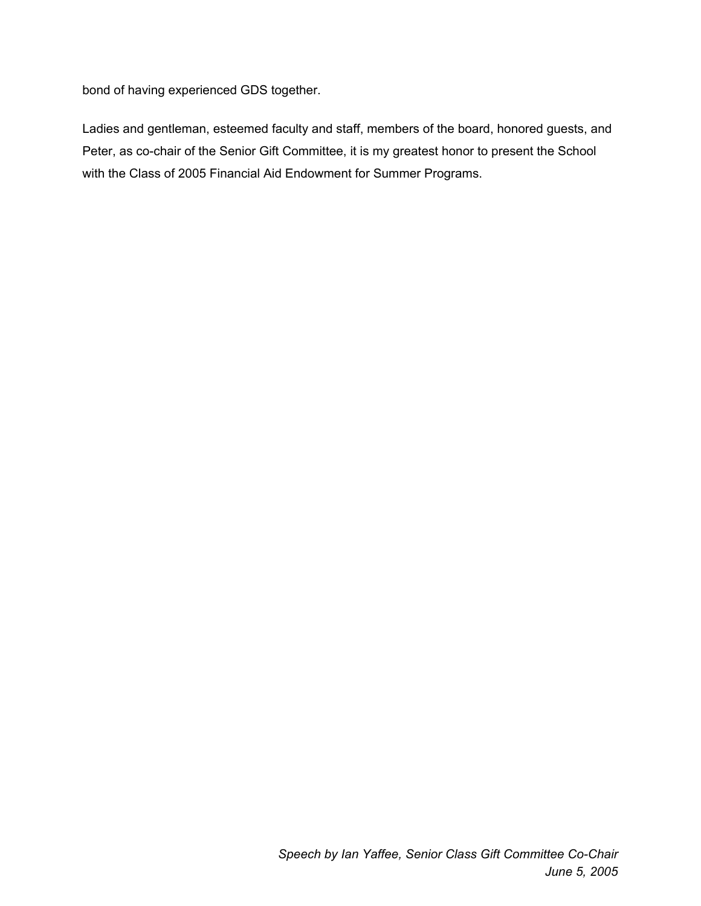bond of having experienced GDS together.

Ladies and gentleman, esteemed faculty and staff, members of the board, honored guests, and Peter, as co-chair of the Senior Gift Committee, it is my greatest honor to present the School with the Class of 2005 Financial Aid Endowment for Summer Programs.

*Speech by Ian Yaffee, Senior Class Gift Committee Co-Chair*
*June 5, 2005*